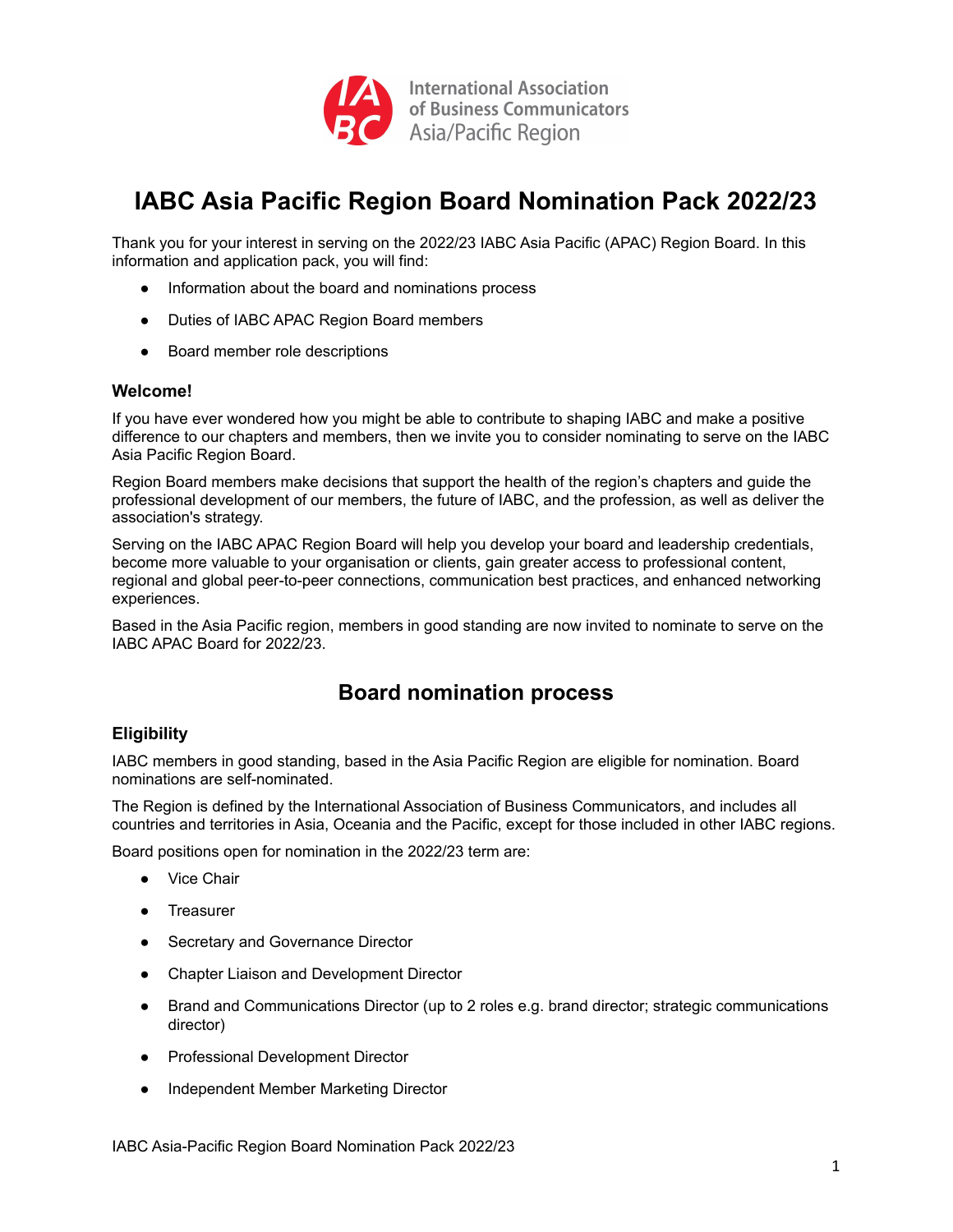International Association of Business Communicators Asia/Pacific Region

# IABC Asia Pacific Region Board Nomination Pack 2022/23

Thank you for your interest in serving on the 2022/23 IABC Asia Pacific (APAC) Region Board. In this information and application pack, you will find:

- Information about the board and nominations process
- Duties of IABC APAC Region Board members
- Board member role descriptions

### Welcome!

If you have ever wondered how you might be able to contribute to shaping IABC and make a positive difference to our chapters and members, then we invite you to consider nominating to serve on the IABC Asia Pacific Region Board.

Region Board members make decisions that support the health of the region's chapters and guide the professional development of our members, the future of IABC, and the profession, as well as deliver the association's strategy.

Serving on the IABC APAC Region Board will help you develop your board and leadership credentials, become more valuable to your organisation or clients, gain greater access to professional content, regional and global peer-to-peer connections, communication best practices, and enhanced networking experiences.

Based in the Asia Pacific region, members in good standing are now invited to nominate to serve on the IABC APAC Board for 2022/23.

## Board nomination process

### Eligibility

IABC members in good standing, based in the Asia Pacific Region are eligible for nomination. Board nominations are self-nominated.

The Region is defined by the International Association of Business Communicators, and includes all countries and territories in Asia, Oceania and the Pacific, except for those included in other IABC regions.

Board positions open for nomination in the 2022/23 term are:

- Vice Chair
- Treasurer
- Secretary and Governance Director
- Chapter Liaison and Development Director
- Brand and Communications Director (up to 2 roles e.g. brand director; strategic communications director)
- Professional Development Director
- Independent Member Marketing Director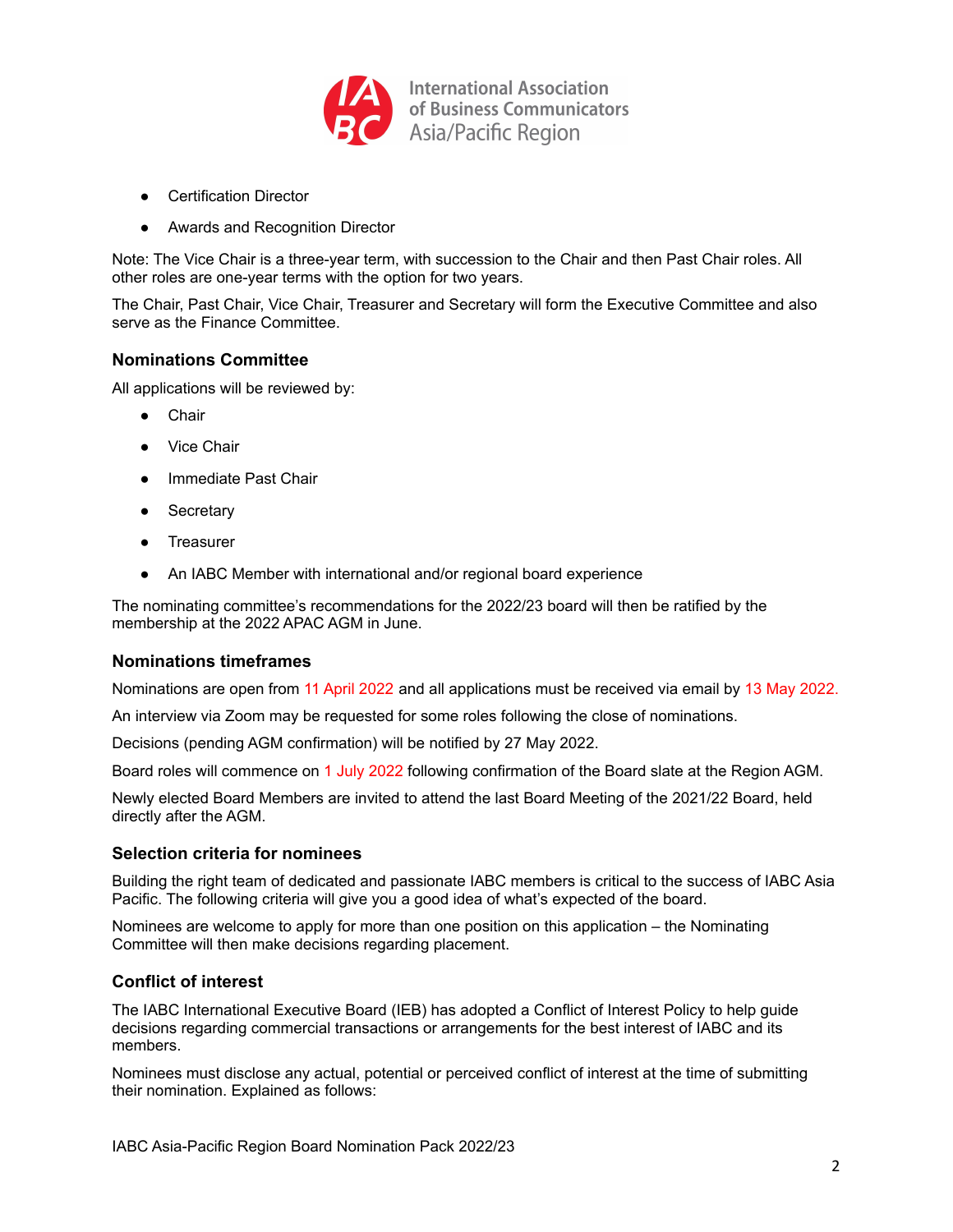- Certification Director
- Awards and Recognition Director

Note: The Vice Chair is a three-year term, with succession to the Chair and then Past Chair roles. All other roles are one-year terms with the option for two years.

The Chair, Past Chair, Vice Chair, Treasurer and Secretary will form the Executive Committee and also serve as the Finance Committee.

### Nominations Committee

All applications will be reviewed by:

- Chair
- Vice Chair
- Immediate Past Chair
- Secretary
- Treasurer
- An IABC Member with international and/or regional board experience

The nominating committee's recommendations for the 2022/23 board will then be ratified by the membership at the 2022 APAC AGM in June.

### Nominations timeframes

Nominations are open from 11 April 2022 and all applications must be received via email by 13 May 2022.

An interview via Zoom may be requested for some roles following the close of nominations.

Decisions (pending AGM confirmation) will be notified by 27 May 2022.

Board roles will commence on 1 July 2022 following confirmation of the Board slate at the Region AGM.

Newly elected Board Members are invited to attend the last Board Meeting of the 2021/22 Board, held directly after the AGM.

### Selection criteria for nominees

Building the right team of dedicated and passionate IABC members is critical to the success of IABC Asia Pacific. The following criteria will give you a good idea of what's expected of the board.

Nominees are welcome to apply for more than one position on this application – the Nominating Committee will then make decisions regarding placement.

### Conflict of interest

The IABC International Executive Board (IEB) has adopted a Conflict of Interest Policy to help guide decisions regarding commercial transactions or arrangements for the best interest of IABC and its members.

Nominees must disclose any actual, potential or perceived conflict of interest at the time of submitting their nomination. Explained as follows: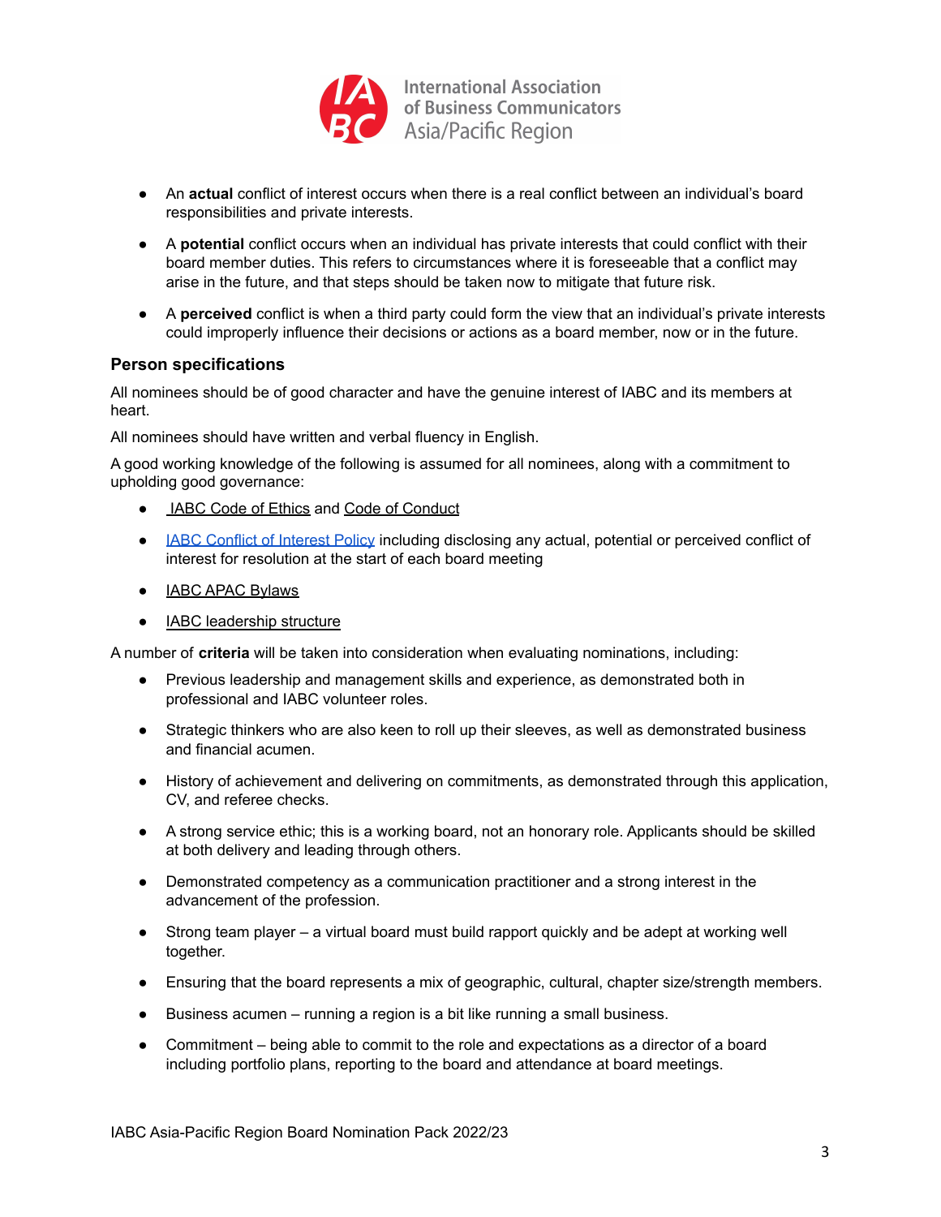- An **actual** conflict of interest occurs when there is a real conflict between an individual's board responsibilities and private interests.
- A **potential** conflict occurs when an individual has private interests that could conflict with their board member duties. This refers to circumstances where it is foreseeable that a conflict may arise in the future, and that steps should be taken now to mitigate that future risk.
- A **perceived** conflict is when a third party could form the view that an individual's private interests could improperly influence their decisions or actions as a board member, now or in the future.

### Person specifications

All nominees should be of good character and have the genuine interest of IABC and its members at heart.

All nominees should have written and verbal fluency in English.

A good working knowledge of the following is assumed for all nominees, along with a commitment to upholding good governance:

- IABC Code of Ethics and Code of Conduct
- IABC Conflict of Interest Policy including disclosing any actual, potential or perceived conflict of interest for resolution at the start of each board meeting
- IABC APAC Bylaws
- IABC leadership structure

A number of **criteria** will be taken into consideration when evaluating nominations, including:

- Previous leadership and management skills and experience, as demonstrated both in professional and IABC volunteer roles.
- Strategic thinkers who are also keen to roll up their sleeves, as well as demonstrated business and financial acumen.
- History of achievement and delivering on commitments, as demonstrated through this application, CV, and referee checks.
- A strong service ethic; this is a working board, not an honorary role. Applicants should be skilled at both delivery and leading through others.
- Demonstrated competency as a communication practitioner and a strong interest in the advancement of the profession.
- Strong team player – a virtual board must build rapport quickly and be adept at working well together.
- Ensuring that the board represents a mix of geographic, cultural, chapter size/strength members.
- Business acumen – running a region is a bit like running a small business.
- Commitment – being able to commit to the role and expectations as a director of a board including portfolio plans, reporting to the board and attendance at board meetings.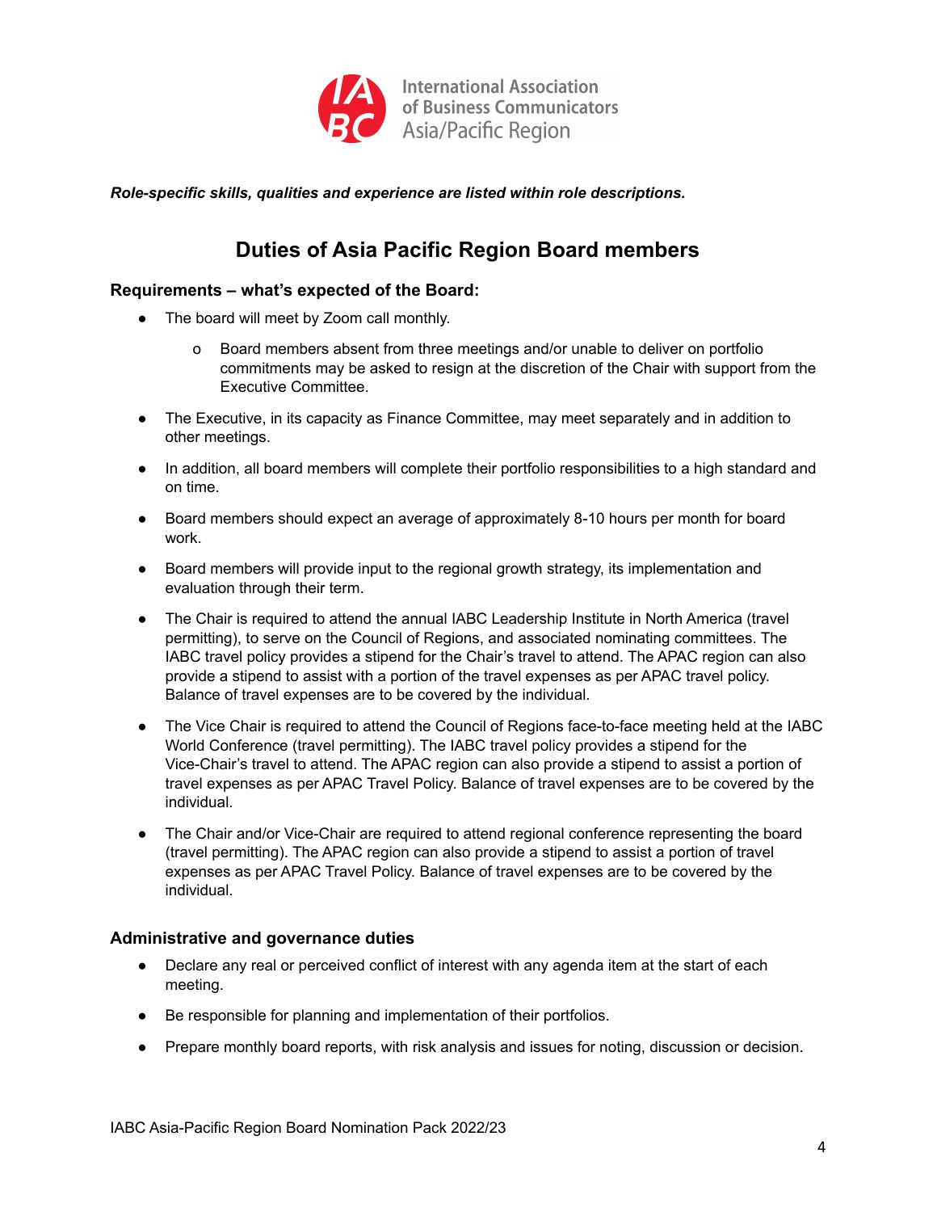***Role-specific skills, qualities and experience are listed within role descriptions.***

## Duties of Asia Pacific Region Board members

### Requirements – what's expected of the Board:

- The board will meet by Zoom call monthly.
  - Board members absent from three meetings and/or unable to deliver on portfolio commitments may be asked to resign at the discretion of the Chair with support from the Executive Committee.
- The Executive, in its capacity as Finance Committee, may meet separately and in addition to other meetings.
- In addition, all board members will complete their portfolio responsibilities to a high standard and on time.
- Board members should expect an average of approximately 8-10 hours per month for board work.
- Board members will provide input to the regional growth strategy, its implementation and evaluation through their term.
- The Chair is required to attend the annual IABC Leadership Institute in North America (travel permitting), to serve on the Council of Regions, and associated nominating committees. The IABC travel policy provides a stipend for the Chair's travel to attend. The APAC region can also provide a stipend to assist with a portion of the travel expenses as per APAC travel policy. Balance of travel expenses are to be covered by the individual.
- The Vice Chair is required to attend the Council of Regions face-to-face meeting held at the IABC World Conference (travel permitting). The IABC travel policy provides a stipend for the Vice-Chair's travel to attend. The APAC region can also provide a stipend to assist a portion of travel expenses as per APAC Travel Policy. Balance of travel expenses are to be covered by the individual.
- The Chair and/or Vice-Chair are required to attend regional conference representing the board (travel permitting). The APAC region can also provide a stipend to assist a portion of travel expenses as per APAC Travel Policy. Balance of travel expenses are to be covered by the individual.

### Administrative and governance duties

- Declare any real or perceived conflict of interest with any agenda item at the start of each meeting.
- Be responsible for planning and implementation of their portfolios.
- Prepare monthly board reports, with risk analysis and issues for noting, discussion or decision.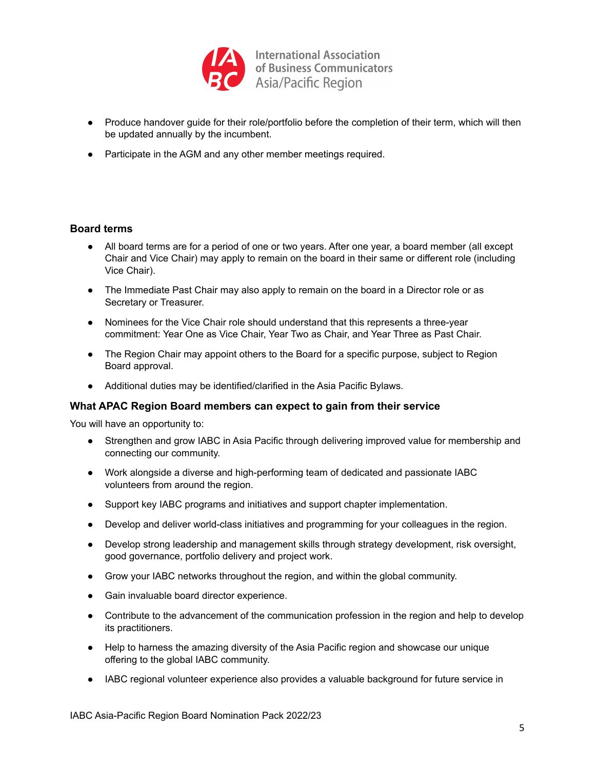- Produce handover guide for their role/portfolio before the completion of their term, which will then be updated annually by the incumbent.
- Participate in the AGM and any other member meetings required.

### Board terms

- All board terms are for a period of one or two years. After one year, a board member (all except Chair and Vice Chair) may apply to remain on the board in their same or different role (including Vice Chair).
- The Immediate Past Chair may also apply to remain on the board in a Director role or as Secretary or Treasurer.
- Nominees for the Vice Chair role should understand that this represents a three-year commitment: Year One as Vice Chair, Year Two as Chair, and Year Three as Past Chair.
- The Region Chair may appoint others to the Board for a specific purpose, subject to Region Board approval.
- Additional duties may be identified/clarified in the Asia Pacific Bylaws.

### What APAC Region Board members can expect to gain from their service

You will have an opportunity to:

- Strengthen and grow IABC in Asia Pacific through delivering improved value for membership and connecting our community.
- Work alongside a diverse and high-performing team of dedicated and passionate IABC volunteers from around the region.
- Support key IABC programs and initiatives and support chapter implementation.
- Develop and deliver world-class initiatives and programming for your colleagues in the region.
- Develop strong leadership and management skills through strategy development, risk oversight, good governance, portfolio delivery and project work.
- Grow your IABC networks throughout the region, and within the global community.
- Gain invaluable board director experience.
- Contribute to the advancement of the communication profession in the region and help to develop its practitioners.
- Help to harness the amazing diversity of the Asia Pacific region and showcase our unique offering to the global IABC community.
- IABC regional volunteer experience also provides a valuable background for future service in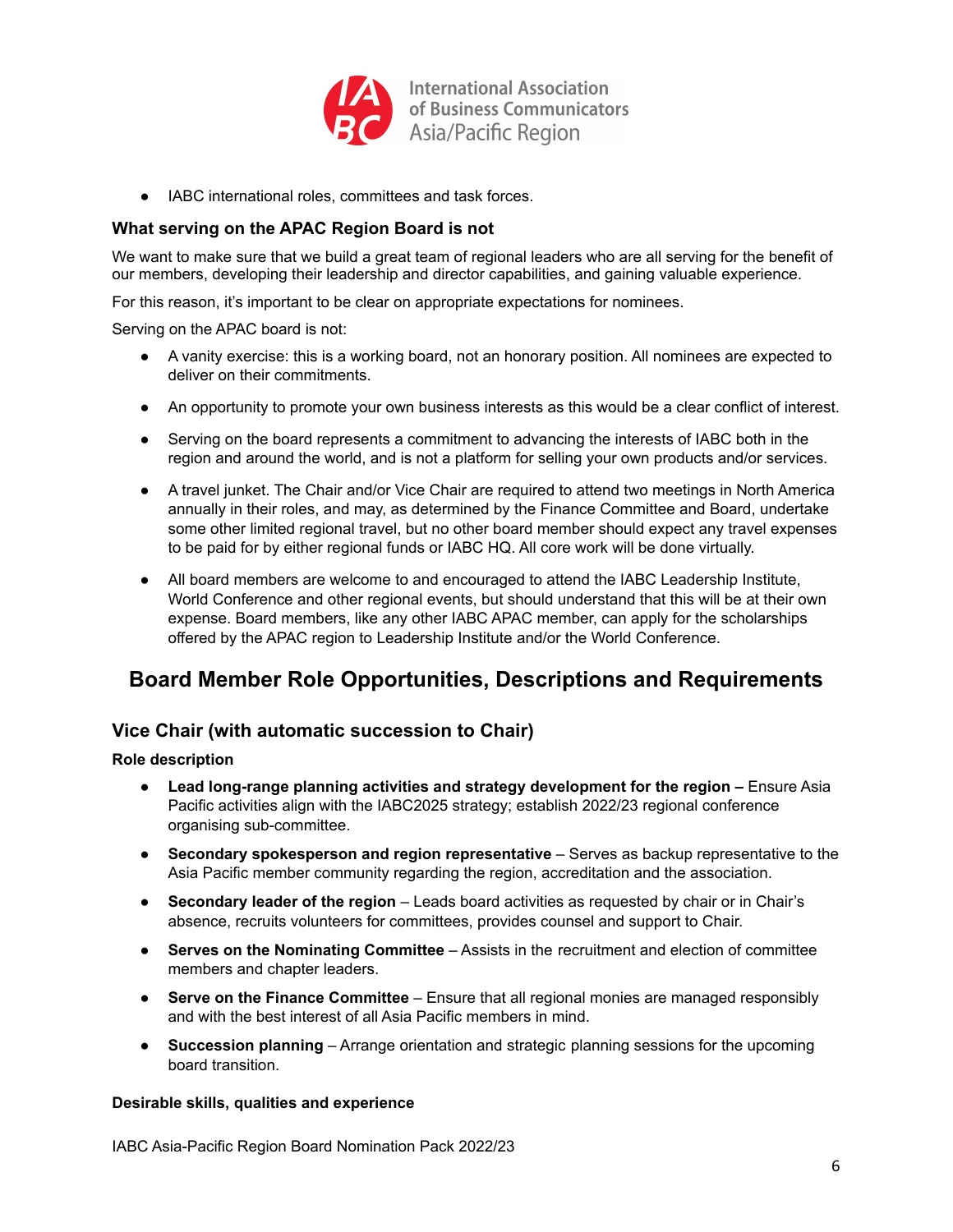- IABC international roles, committees and task forces.

### What serving on the APAC Region Board is not

We want to make sure that we build a great team of regional leaders who are all serving for the benefit of our members, developing their leadership and director capabilities, and gaining valuable experience.

For this reason, it's important to be clear on appropriate expectations for nominees.

Serving on the APAC board is not:

- A vanity exercise: this is a working board, not an honorary position. All nominees are expected to deliver on their commitments.
- An opportunity to promote your own business interests as this would be a clear conflict of interest.
- Serving on the board represents a commitment to advancing the interests of IABC both in the region and around the world, and is not a platform for selling your own products and/or services.
- A travel junket. The Chair and/or Vice Chair are required to attend two meetings in North America annually in their roles, and may, as determined by the Finance Committee and Board, undertake some other limited regional travel, but no other board member should expect any travel expenses to be paid for by either regional funds or IABC HQ. All core work will be done virtually.
- All board members are welcome to and encouraged to attend the IABC Leadership Institute, World Conference and other regional events, but should understand that this will be at their own expense. Board members, like any other IABC APAC member, can apply for the scholarships offered by the APAC region to Leadership Institute and/or the World Conference.

## Board Member Role Opportunities, Descriptions and Requirements

### Vice Chair (with automatic succession to Chair)

**Role description**

- **Lead long-range planning activities and strategy development for the region –** Ensure Asia Pacific activities align with the IABC2025 strategy; establish 2022/23 regional conference organising sub-committee.
- **Secondary spokesperson and region representative** – Serves as backup representative to the Asia Pacific member community regarding the region, accreditation and the association.
- **Secondary leader of the region** – Leads board activities as requested by chair or in Chair's absence, recruits volunteers for committees, provides counsel and support to Chair.
- **Serves on the Nominating Committee** – Assists in the recruitment and election of committee members and chapter leaders.
- **Serve on the Finance Committee** – Ensure that all regional monies are managed responsibly and with the best interest of all Asia Pacific members in mind.
- **Succession planning** – Arrange orientation and strategic planning sessions for the upcoming board transition.

**Desirable skills, qualities and experience**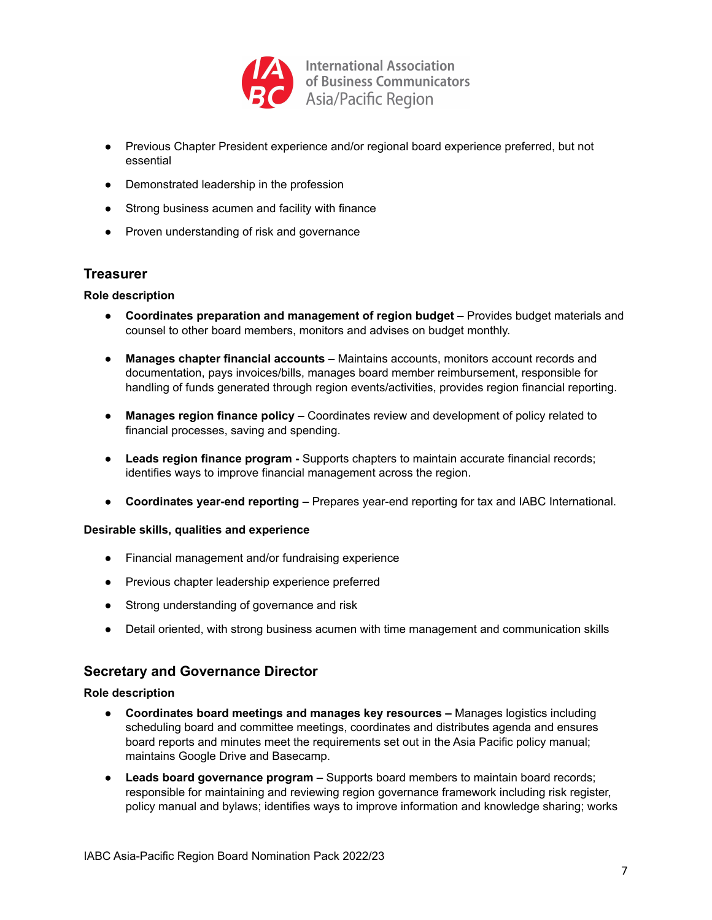- Previous Chapter President experience and/or regional board experience preferred, but not essential
- Demonstrated leadership in the profession
- Strong business acumen and facility with finance
- Proven understanding of risk and governance

## Treasurer

**Role description**

- **Coordinates preparation and management of region budget –** Provides budget materials and counsel to other board members, monitors and advises on budget monthly.
- **Manages chapter financial accounts –** Maintains accounts, monitors account records and documentation, pays invoices/bills, manages board member reimbursement, responsible for handling of funds generated through region events/activities, provides region financial reporting.
- **Manages region finance policy –** Coordinates review and development of policy related to financial processes, saving and spending.
- **Leads region finance program -** Supports chapters to maintain accurate financial records; identifies ways to improve financial management across the region.
- **Coordinates year-end reporting –** Prepares year-end reporting for tax and IABC International.

**Desirable skills, qualities and experience**

- Financial management and/or fundraising experience
- Previous chapter leadership experience preferred
- Strong understanding of governance and risk
- Detail oriented, with strong business acumen with time management and communication skills

## Secretary and Governance Director

**Role description**

- **Coordinates board meetings and manages key resources –** Manages logistics including scheduling board and committee meetings, coordinates and distributes agenda and ensures board reports and minutes meet the requirements set out in the Asia Pacific policy manual; maintains Google Drive and Basecamp.
- **Leads board governance program –** Supports board members to maintain board records; responsible for maintaining and reviewing region governance framework including risk register, policy manual and bylaws; identifies ways to improve information and knowledge sharing; works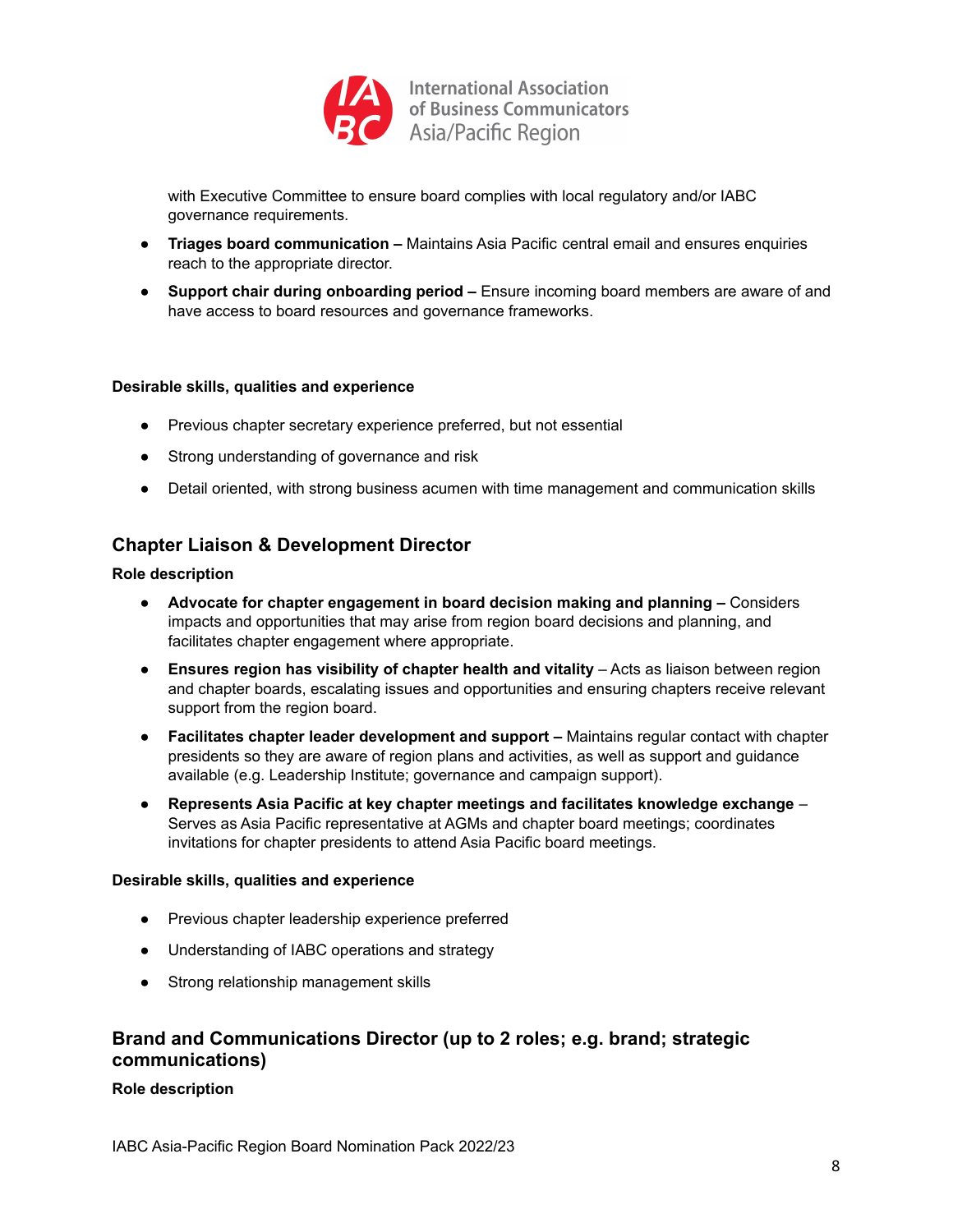with Executive Committee to ensure board complies with local regulatory and/or IABC governance requirements.

- **Triages board communication –** Maintains Asia Pacific central email and ensures enquiries reach to the appropriate director.
- **Support chair during onboarding period –** Ensure incoming board members are aware of and have access to board resources and governance frameworks.

**Desirable skills, qualities and experience**

- Previous chapter secretary experience preferred, but not essential
- Strong understanding of governance and risk
- Detail oriented, with strong business acumen with time management and communication skills

## Chapter Liaison & Development Director

**Role description**

- **Advocate for chapter engagement in board decision making and planning –** Considers impacts and opportunities that may arise from region board decisions and planning, and facilitates chapter engagement where appropriate.
- **Ensures region has visibility of chapter health and vitality** – Acts as liaison between region and chapter boards, escalating issues and opportunities and ensuring chapters receive relevant support from the region board.
- **Facilitates chapter leader development and support –** Maintains regular contact with chapter presidents so they are aware of region plans and activities, as well as support and guidance available (e.g. Leadership Institute; governance and campaign support).
- **Represents Asia Pacific at key chapter meetings and facilitates knowledge exchange** – Serves as Asia Pacific representative at AGMs and chapter board meetings; coordinates invitations for chapter presidents to attend Asia Pacific board meetings.

**Desirable skills, qualities and experience**

- Previous chapter leadership experience preferred
- Understanding of IABC operations and strategy
- Strong relationship management skills

## Brand and Communications Director (up to 2 roles; e.g. brand; strategic communications)

**Role description**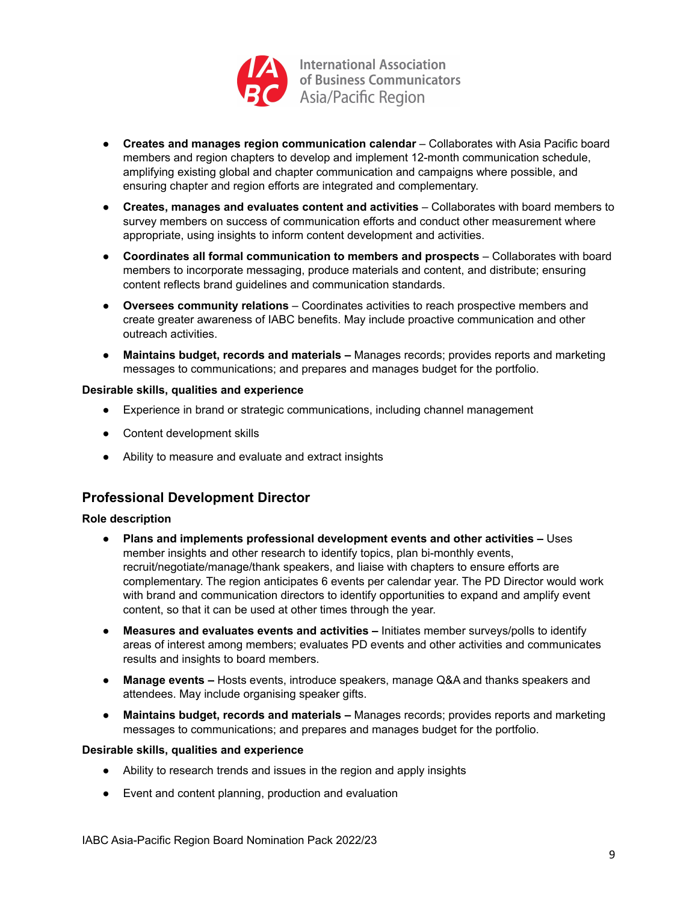- **Creates and manages region communication calendar** – Collaborates with Asia Pacific board members and region chapters to develop and implement 12-month communication schedule, amplifying existing global and chapter communication and campaigns where possible, and ensuring chapter and region efforts are integrated and complementary.
- **Creates, manages and evaluates content and activities** – Collaborates with board members to survey members on success of communication efforts and conduct other measurement where appropriate, using insights to inform content development and activities.
- **Coordinates all formal communication to members and prospects** – Collaborates with board members to incorporate messaging, produce materials and content, and distribute; ensuring content reflects brand guidelines and communication standards.
- **Oversees community relations** – Coordinates activities to reach prospective members and create greater awareness of IABC benefits. May include proactive communication and other outreach activities.
- **Maintains budget, records and materials –** Manages records; provides reports and marketing messages to communications; and prepares and manages budget for the portfolio.

**Desirable skills, qualities and experience**

- Experience in brand or strategic communications, including channel management
- Content development skills
- Ability to measure and evaluate and extract insights

## Professional Development Director

**Role description**

- **Plans and implements professional development events and other activities –** Uses member insights and other research to identify topics, plan bi-monthly events, recruit/negotiate/manage/thank speakers, and liaise with chapters to ensure efforts are complementary. The region anticipates 6 events per calendar year. The PD Director would work with brand and communication directors to identify opportunities to expand and amplify event content, so that it can be used at other times through the year.
- **Measures and evaluates events and activities –** Initiates member surveys/polls to identify areas of interest among members; evaluates PD events and other activities and communicates results and insights to board members.
- **Manage events –** Hosts events, introduce speakers, manage Q&A and thanks speakers and attendees. May include organising speaker gifts.
- **Maintains budget, records and materials –** Manages records; provides reports and marketing messages to communications; and prepares and manages budget for the portfolio.

**Desirable skills, qualities and experience**

- Ability to research trends and issues in the region and apply insights
- Event and content planning, production and evaluation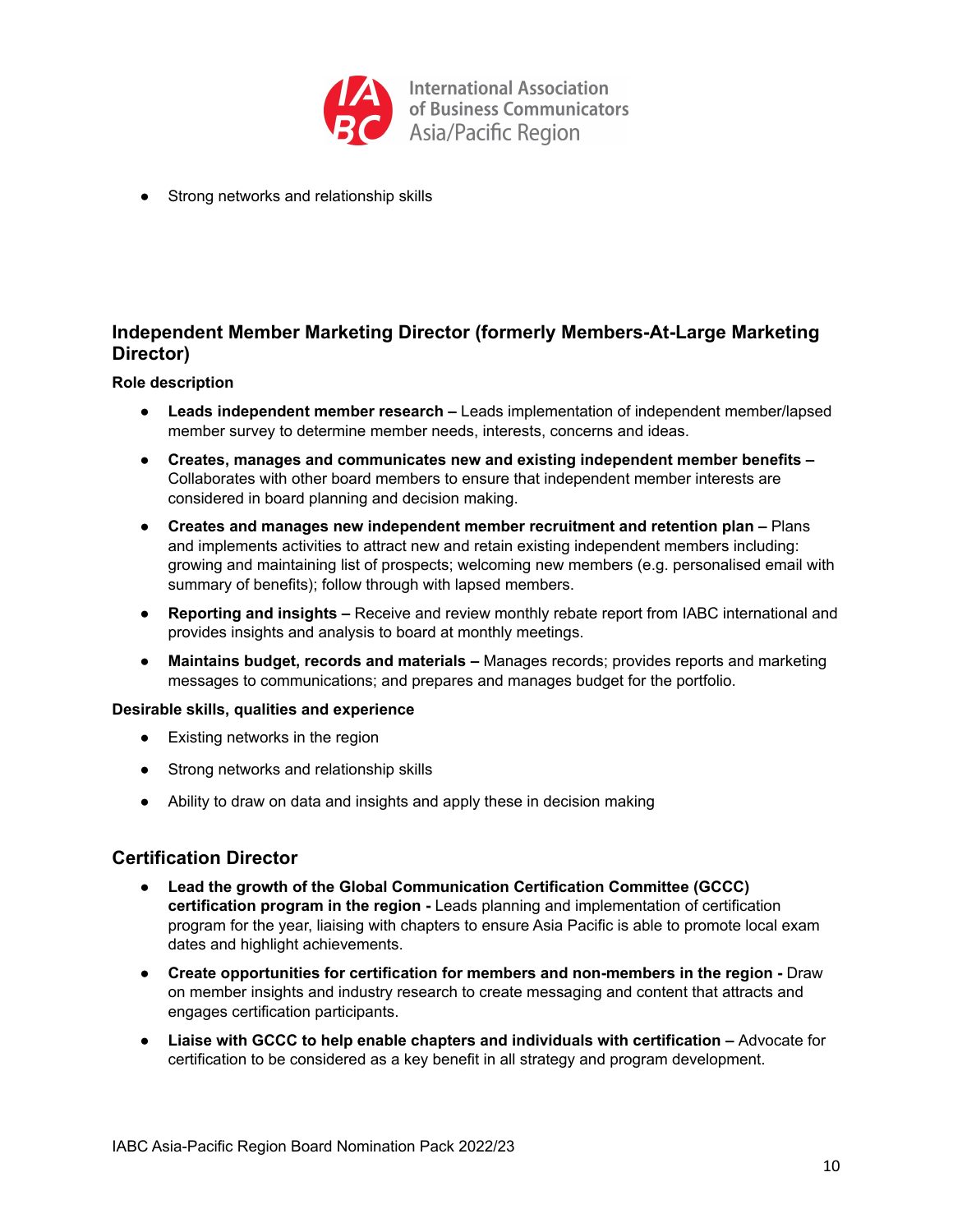- Strong networks and relationship skills

## Independent Member Marketing Director (formerly Members-At-Large Marketing Director)

**Role description**

- **Leads independent member research –** Leads implementation of independent member/lapsed member survey to determine member needs, interests, concerns and ideas.
- **Creates, manages and communicates new and existing independent member benefits –** Collaborates with other board members to ensure that independent member interests are considered in board planning and decision making.
- **Creates and manages new independent member recruitment and retention plan –** Plans and implements activities to attract new and retain existing independent members including: growing and maintaining list of prospects; welcoming new members (e.g. personalised email with summary of benefits); follow through with lapsed members.
- **Reporting and insights –** Receive and review monthly rebate report from IABC international and provides insights and analysis to board at monthly meetings.
- **Maintains budget, records and materials –** Manages records; provides reports and marketing messages to communications; and prepares and manages budget for the portfolio.

**Desirable skills, qualities and experience**

- Existing networks in the region
- Strong networks and relationship skills
- Ability to draw on data and insights and apply these in decision making

## Certification Director

- **Lead the growth of the Global Communication Certification Committee (GCCC) certification program in the region -** Leads planning and implementation of certification program for the year, liaising with chapters to ensure Asia Pacific is able to promote local exam dates and highlight achievements.
- **Create opportunities for certification for members and non-members in the region -** Draw on member insights and industry research to create messaging and content that attracts and engages certification participants.
- **Liaise with GCCC to help enable chapters and individuals with certification –** Advocate for certification to be considered as a key benefit in all strategy and program development.

IABC Asia-Pacific Region Board Nomination Pack 2022/23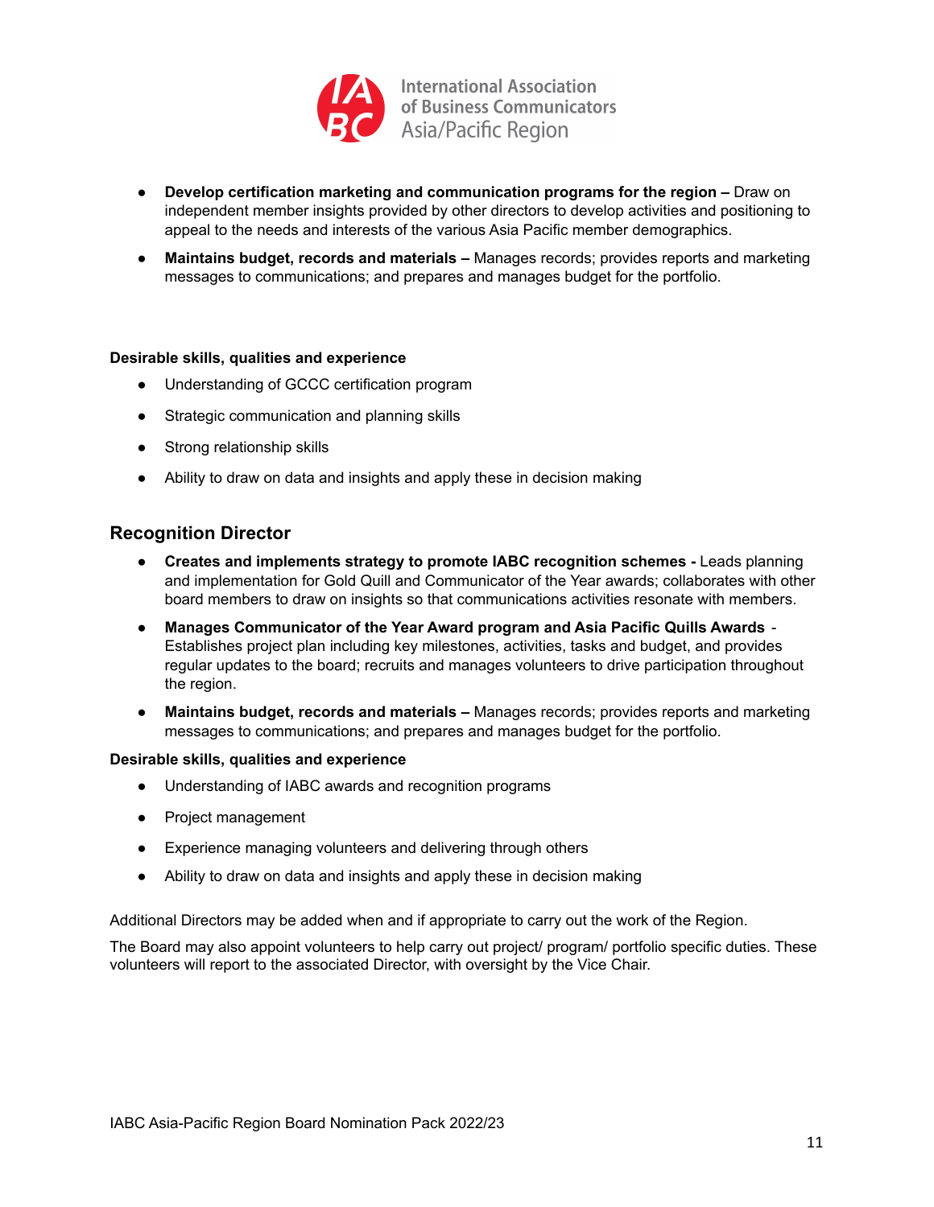- **Develop certification marketing and communication programs for the region –** Draw on independent member insights provided by other directors to develop activities and positioning to appeal to the needs and interests of the various Asia Pacific member demographics.
- **Maintains budget, records and materials –** Manages records; provides reports and marketing messages to communications; and prepares and manages budget for the portfolio.

**Desirable skills, qualities and experience**

- Understanding of GCCC certification program
- Strategic communication and planning skills
- Strong relationship skills
- Ability to draw on data and insights and apply these in decision making

## Recognition Director

- **Creates and implements strategy to promote IABC recognition schemes -** Leads planning and implementation for Gold Quill and Communicator of the Year awards; collaborates with other board members to draw on insights so that communications activities resonate with members.
- **Manages Communicator of the Year Award program and Asia Pacific Quills Awards** - Establishes project plan including key milestones, activities, tasks and budget, and provides regular updates to the board; recruits and manages volunteers to drive participation throughout the region.
- **Maintains budget, records and materials –** Manages records; provides reports and marketing messages to communications; and prepares and manages budget for the portfolio.

**Desirable skills, qualities and experience**

- Understanding of IABC awards and recognition programs
- Project management
- Experience managing volunteers and delivering through others
- Ability to draw on data and insights and apply these in decision making

Additional Directors may be added when and if appropriate to carry out the work of the Region.

The Board may also appoint volunteers to help carry out project/ program/ portfolio specific duties. These volunteers will report to the associated Director, with oversight by the Vice Chair.